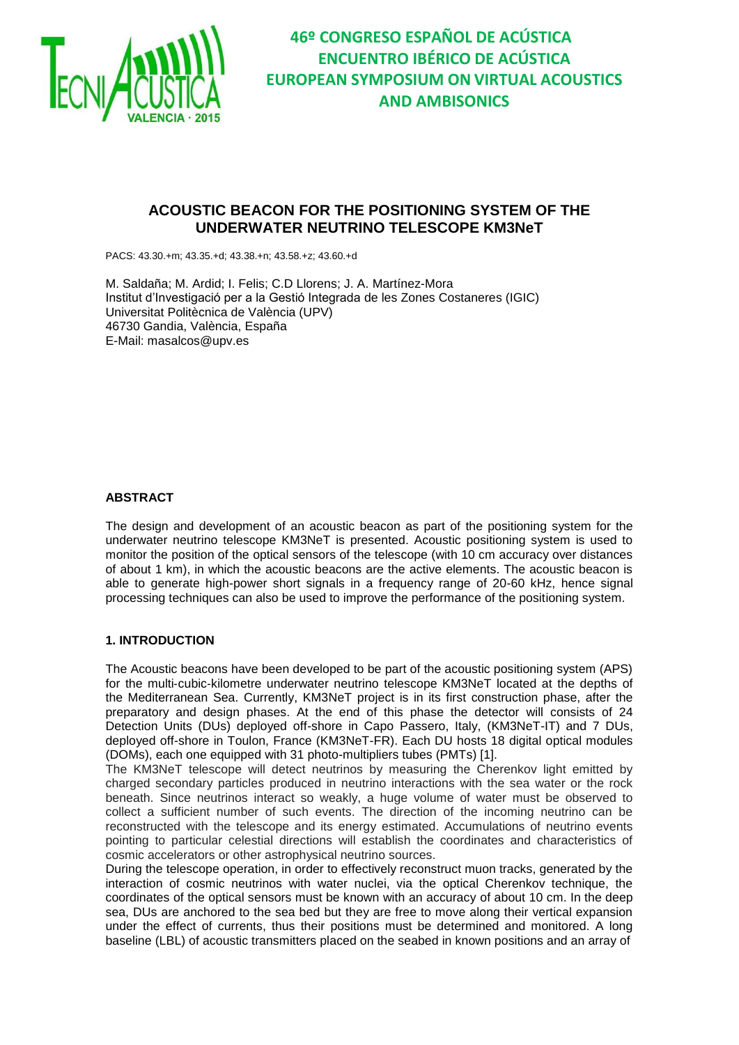# ACOUSTIC BEACON FOR THE POSITIONING SYSTEM OF THE UNDERWATER NEUTRINO TELESCOPE KM3NeT

PACS: 43.30.+m; 43.35.+d; 43.38.+n; 43.58.+z; 43.60.+d

M. Saldaña; M. Ardid; I. Felis; C.D Llorens; J. A. Martínez-Mora
Institut d'Investigació per a la Gestió Integrada de les Zones Costaneres (IGIC)
Universitat Politècnica de València (UPV)
46730 Gandia, València, España
E-Mail: masalcos@upv.es

## ABSTRACT

The design and development of an acoustic beacon as part of the positioning system for the underwater neutrino telescope KM3NeT is presented. Acoustic positioning system is used to monitor the position of the optical sensors of the telescope (with 10 cm accuracy over distances of about 1 km), in which the acoustic beacons are the active elements. The acoustic beacon is able to generate high-power short signals in a frequency range of 20-60 kHz, hence signal processing techniques can also be used to improve the performance of the positioning system.

## 1. INTRODUCTION

The Acoustic beacons have been developed to be part of the acoustic positioning system (APS) for the multi-cubic-kilometre underwater neutrino telescope KM3NeT located at the depths of the Mediterranean Sea. Currently, KM3NeT project is in its first construction phase, after the preparatory and design phases. At the end of this phase the detector will consists of 24 Detection Units (DUs) deployed off-shore in Capo Passero, Italy, (KM3NeT-IT) and 7 DUs, deployed off-shore in Toulon, France (KM3NeT-FR). Each DU hosts 18 digital optical modules (DOMs), each one equipped with 31 photo-multipliers tubes (PMTs) [1].

The KM3NeT telescope will detect neutrinos by measuring the Cherenkov light emitted by charged secondary particles produced in neutrino interactions with the sea water or the rock beneath. Since neutrinos interact so weakly, a huge volume of water must be observed to collect a sufficient number of such events. The direction of the incoming neutrino can be reconstructed with the telescope and its energy estimated. Accumulations of neutrino events pointing to particular celestial directions will establish the coordinates and characteristics of cosmic accelerators or other astrophysical neutrino sources.

During the telescope operation, in order to effectively reconstruct muon tracks, generated by the interaction of cosmic neutrinos with water nuclei, via the optical Cherenkov technique, the coordinates of the optical sensors must be known with an accuracy of about 10 cm. In the deep sea, DUs are anchored to the sea bed but they are free to move along their vertical expansion under the effect of currents, thus their positions must be determined and monitored. A long baseline (LBL) of acoustic transmitters placed on the seabed in known positions and an array of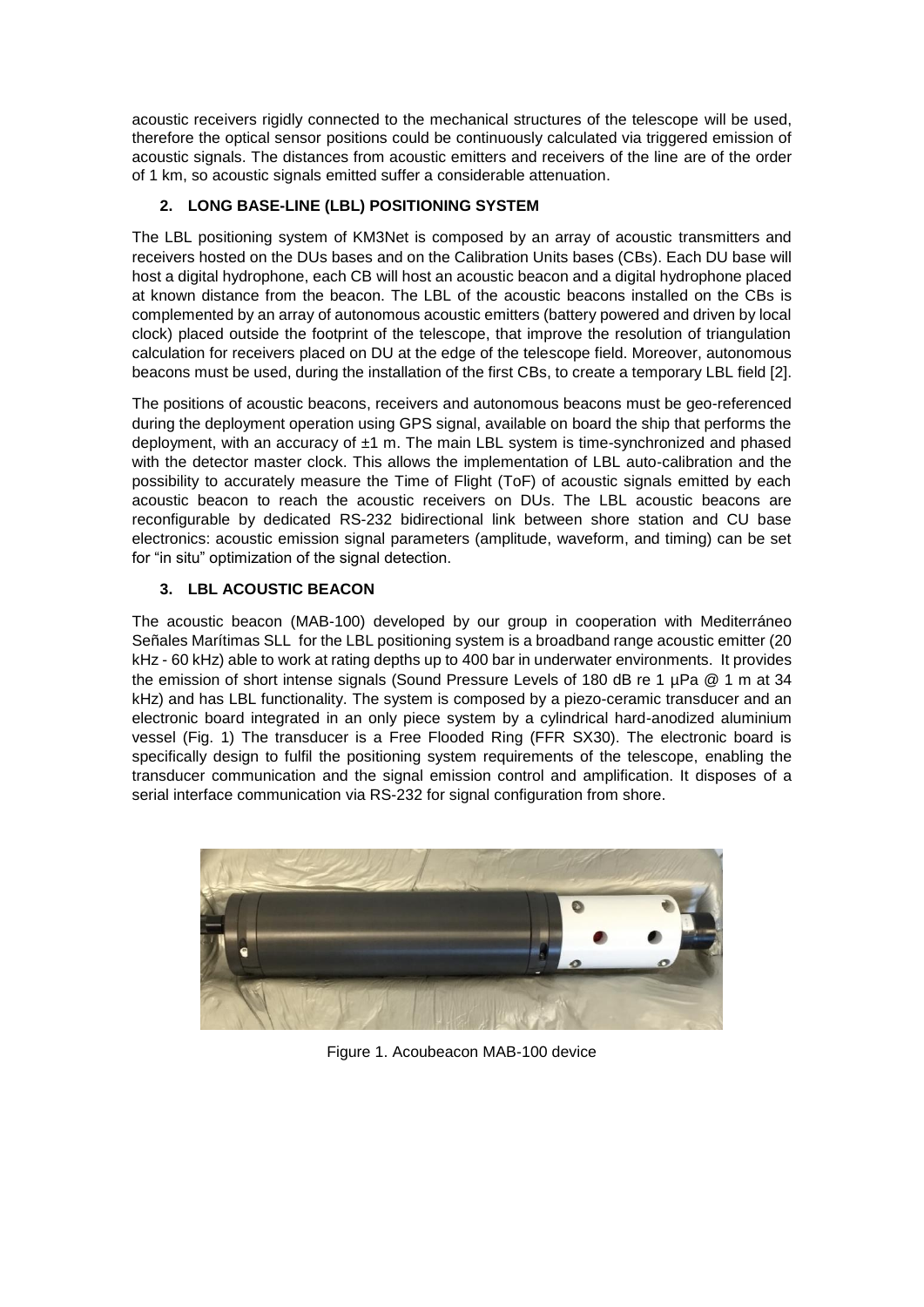acoustic receivers rigidly connected to the mechanical structures of the telescope will be used, therefore the optical sensor positions could be continuously calculated via triggered emission of acoustic signals. The distances from acoustic emitters and receivers of the line are of the order of 1 km, so acoustic signals emitted suffer a considerable attenuation.

## 2. LONG BASE-LINE (LBL) POSITIONING SYSTEM

The LBL positioning system of KM3Net is composed by an array of acoustic transmitters and receivers hosted on the DUs bases and on the Calibration Units bases (CBs). Each DU base will host a digital hydrophone, each CB will host an acoustic beacon and a digital hydrophone placed at known distance from the beacon. The LBL of the acoustic beacons installed on the CBs is complemented by an array of autonomous acoustic emitters (battery powered and driven by local clock) placed outside the footprint of the telescope, that improve the resolution of triangulation calculation for receivers placed on DU at the edge of the telescope field. Moreover, autonomous beacons must be used, during the installation of the first CBs, to create a temporary LBL field [2].

The positions of acoustic beacons, receivers and autonomous beacons must be geo-referenced during the deployment operation using GPS signal, available on board the ship that performs the deployment, with an accuracy of ±1 m. The main LBL system is time-synchronized and phased with the detector master clock. This allows the implementation of LBL auto-calibration and the possibility to accurately measure the Time of Flight (ToF) of acoustic signals emitted by each acoustic beacon to reach the acoustic receivers on DUs. The LBL acoustic beacons are reconfigurable by dedicated RS-232 bidirectional link between shore station and CU base electronics: acoustic emission signal parameters (amplitude, waveform, and timing) can be set for "in situ" optimization of the signal detection.

## 3. LBL ACOUSTIC BEACON

The acoustic beacon (MAB-100) developed by our group in cooperation with Mediterráneo Señales Marítimas SLL for the LBL positioning system is a broadband range acoustic emitter (20 kHz - 60 kHz) able to work at rating depths up to 400 bar in underwater environments. It provides the emission of short intense signals (Sound Pressure Levels of 180 dB re 1 µPa @ 1 m at 34 kHz) and has LBL functionality. The system is composed by a piezo-ceramic transducer and an electronic board integrated in an only piece system by a cylindrical hard-anodized aluminium vessel (Fig. 1) The transducer is a Free Flooded Ring (FFR SX30). The electronic board is specifically design to fulfil the positioning system requirements of the telescope, enabling the transducer communication and the signal emission control and amplification. It disposes of a serial interface communication via RS-232 for signal configuration from shore.

Figure 1. Acoubeacon MAB-100 device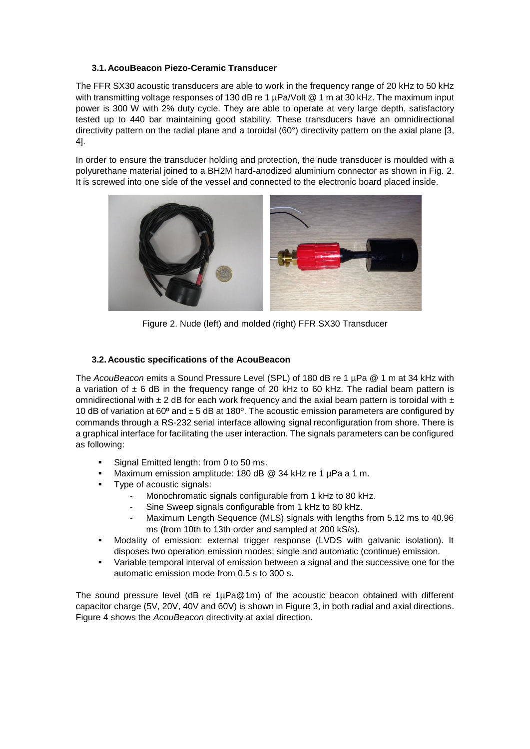### 3.1. AcouBeacon Piezo-Ceramic Transducer

The FFR SX30 acoustic transducers are able to work in the frequency range of 20 kHz to 50 kHz with transmitting voltage responses of 130 dB re 1 µPa/Volt @ 1 m at 30 kHz. The maximum input power is 300 W with 2% duty cycle. They are able to operate at very large depth, satisfactory tested up to 440 bar maintaining good stability. These transducers have an omnidirectional directivity pattern on the radial plane and a toroidal (60°) directivity pattern on the axial plane [3, 4].

In order to ensure the transducer holding and protection, the nude transducer is moulded with a polyurethane material joined to a BH2M hard-anodized aluminium connector as shown in Fig. 2. It is screwed into one side of the vessel and connected to the electronic board placed inside.

Figure 2. Nude (left) and molded (right) FFR SX30 Transducer

### 3.2. Acoustic specifications of the AcouBeacon

The *AcouBeacon* emits a Sound Pressure Level (SPL) of 180 dB re 1 µPa @ 1 m at 34 kHz with a variation of ± 6 dB in the frequency range of 20 kHz to 60 kHz. The radial beam pattern is omnidirectional with ± 2 dB for each work frequency and the axial beam pattern is toroidal with ± 10 dB of variation at 60º and ± 5 dB at 180º. The acoustic emission parameters are configured by commands through a RS-232 serial interface allowing signal reconfiguration from shore. There is a graphical interface for facilitating the user interaction. The signals parameters can be configured as following:

- Signal Emitted length: from 0 to 50 ms.
- Maximum emission amplitude: 180 dB @ 34 kHz re 1 µPa a 1 m.
- Type of acoustic signals:
  - Monochromatic signals configurable from 1 kHz to 80 kHz.
  - Sine Sweep signals configurable from 1 kHz to 80 kHz.
  - Maximum Length Sequence (MLS) signals with lengths from 5.12 ms to 40.96 ms (from 10th to 13th order and sampled at 200 kS/s).
- Modality of emission: external trigger response (LVDS with galvanic isolation). It disposes two operation emission modes; single and automatic (continue) emission.
- Variable temporal interval of emission between a signal and the successive one for the automatic emission mode from 0.5 s to 300 s.

The sound pressure level (dB re 1µPa@1m) of the acoustic beacon obtained with different capacitor charge (5V, 20V, 40V and 60V) is shown in Figure 3, in both radial and axial directions. Figure 4 shows the *AcouBeacon* directivity at axial direction.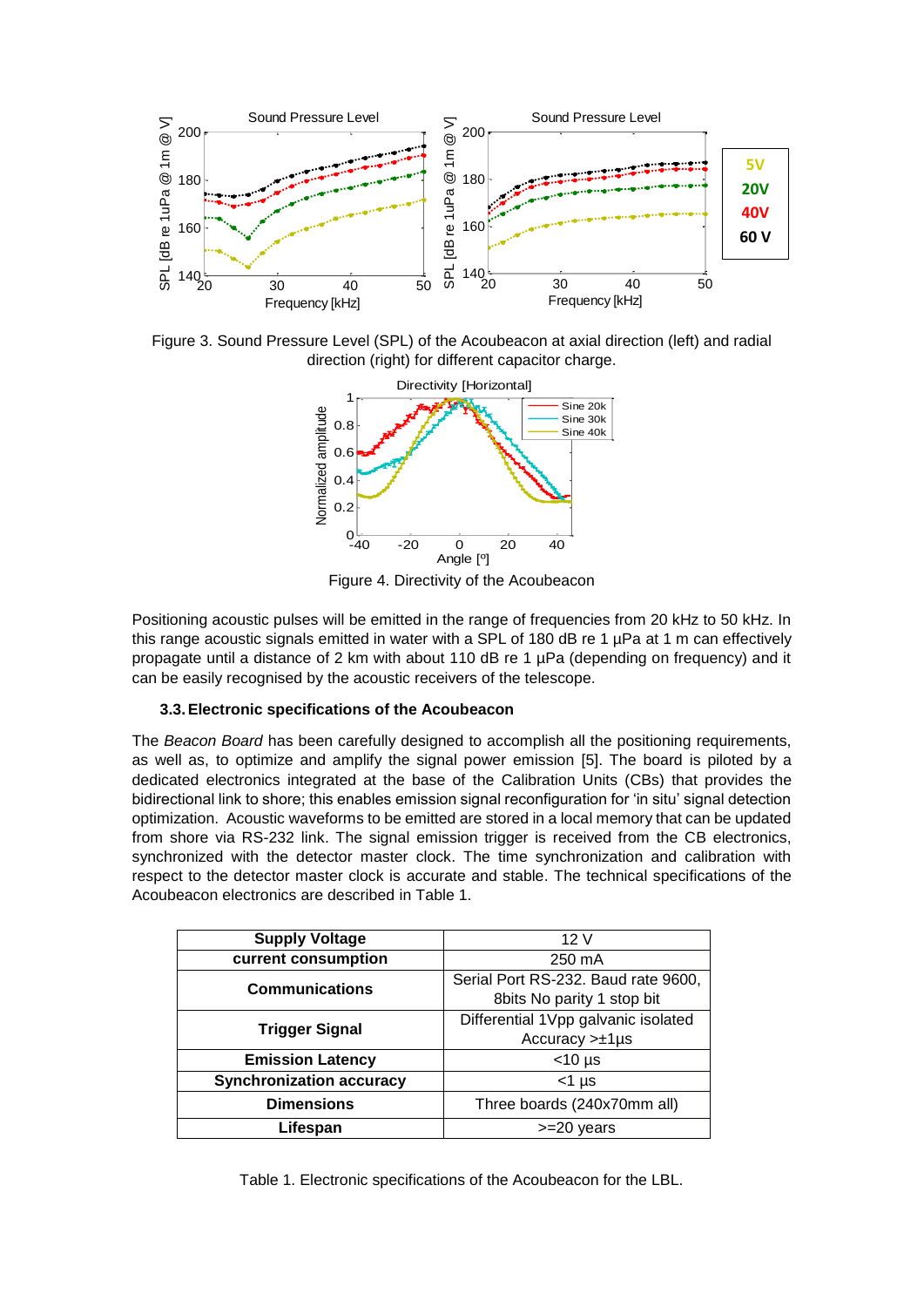Figure 3. Sound Pressure Level (SPL) of the Acoubeacon at axial direction (left) and radial direction (right) for different capacitor charge.

Figure 4. Directivity of the Acoubeacon

Positioning acoustic pulses will be emitted in the range of frequencies from 20 kHz to 50 kHz. In this range acoustic signals emitted in water with a SPL of 180 dB re 1 µPa at 1 m can effectively propagate until a distance of 2 km with about 110 dB re 1 µPa (depending on frequency) and it can be easily recognised by the acoustic receivers of the telescope.

### 3.3. Electronic specifications of the Acoubeacon

The *Beacon Board* has been carefully designed to accomplish all the positioning requirements, as well as, to optimize and amplify the signal power emission [5]. The board is piloted by a dedicated electronics integrated at the base of the Calibration Units (CBs) that provides the bidirectional link to shore; this enables emission signal reconfiguration for 'in situ' signal detection optimization. Acoustic waveforms to be emitted are stored in a local memory that can be updated from shore via RS-232 link. The signal emission trigger is received from the CB electronics, synchronized with the detector master clock. The time synchronization and calibration with respect to the detector master clock is accurate and stable. The technical specifications of the Acoubeacon electronics are described in Table 1.

| **Supply Voltage** | 12 V |
|---|---|
| **current consumption** | 250 mA |
| **Communications** | Serial Port RS-232. Baud rate 9600, 8bits No parity 1 stop bit |
| **Trigger Signal** | Differential 1Vpp galvanic isolated Accuracy >±1µs |
| **Emission Latency** | <10 µs |
| **Synchronization accuracy** | <1 µs |
| **Dimensions** | Three boards (240x70mm all) |
| **Lifespan** | >=20 years |

Table 1. Electronic specifications of the Acoubeacon for the LBL.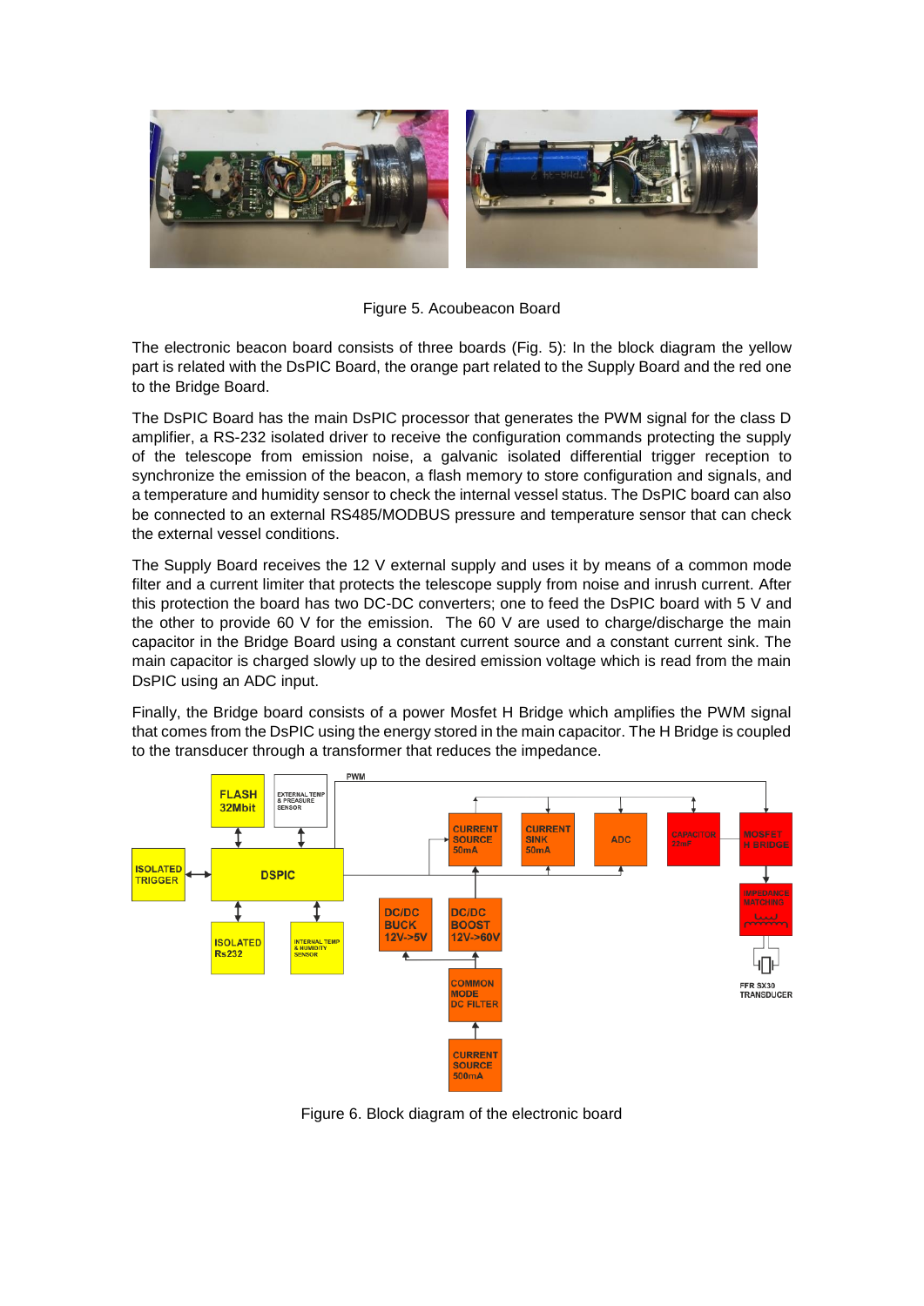Figure 5. Acoubeacon Board

The electronic beacon board consists of three boards (Fig. 5): In the block diagram the yellow part is related with the DsPIC Board, the orange part related to the Supply Board and the red one to the Bridge Board.

The DsPIC Board has the main DsPIC processor that generates the PWM signal for the class D amplifier, a RS-232 isolated driver to receive the configuration commands protecting the supply of the telescope from emission noise, a galvanic isolated differential trigger reception to synchronize the emission of the beacon, a flash memory to store configuration and signals, and a temperature and humidity sensor to check the internal vessel status. The DsPIC board can also be connected to an external RS485/MODBUS pressure and temperature sensor that can check the external vessel conditions.

The Supply Board receives the 12 V external supply and uses it by means of a common mode filter and a current limiter that protects the telescope supply from noise and inrush current. After this protection the board has two DC-DC converters; one to feed the DsPIC board with 5 V and the other to provide 60 V for the emission. The 60 V are used to charge/discharge the main capacitor in the Bridge Board using a constant current source and a constant current sink. The main capacitor is charged slowly up to the desired emission voltage which is read from the main DsPIC using an ADC input.

Finally, the Bridge board consists of a power Mosfet H Bridge which amplifies the PWM signal that comes from the DsPIC using the energy stored in the main capacitor. The H Bridge is coupled to the transducer through a transformer that reduces the impedance.

Figure 6. Block diagram of the electronic board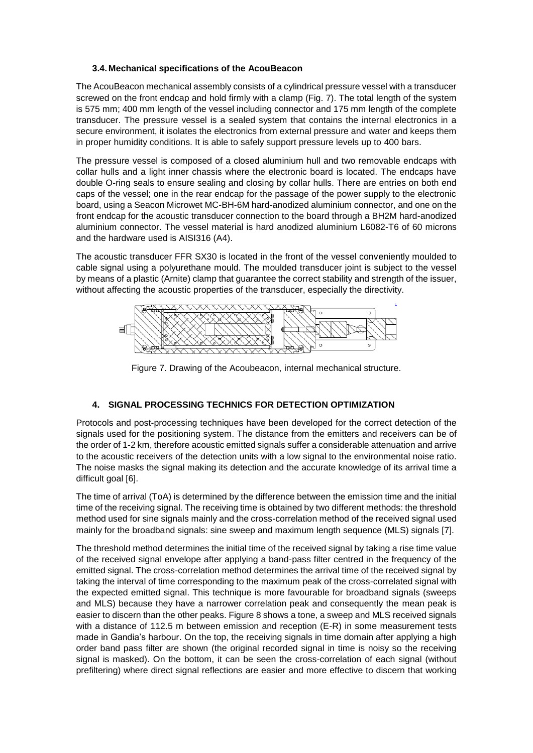### 3.4. Mechanical specifications of the AcouBeacon

The AcouBeacon mechanical assembly consists of a cylindrical pressure vessel with a transducer screwed on the front endcap and hold firmly with a clamp (Fig. 7). The total length of the system is 575 mm; 400 mm length of the vessel including connector and 175 mm length of the complete transducer. The pressure vessel is a sealed system that contains the internal electronics in a secure environment, it isolates the electronics from external pressure and water and keeps them in proper humidity conditions. It is able to safely support pressure levels up to 400 bars.

The pressure vessel is composed of a closed aluminium hull and two removable endcaps with collar hulls and a light inner chassis where the electronic board is located. The endcaps have double O-ring seals to ensure sealing and closing by collar hulls. There are entries on both end caps of the vessel; one in the rear endcap for the passage of the power supply to the electronic board, using a Seacon Microwet MC-BH-6M hard-anodized aluminium connector, and one on the front endcap for the acoustic transducer connection to the board through a BH2M hard-anodized aluminium connector. The vessel material is hard anodized aluminium L6082-T6 of 60 microns and the hardware used is AISI316 (A4).

The acoustic transducer FFR SX30 is located in the front of the vessel conveniently moulded to cable signal using a polyurethane mould. The moulded transducer joint is subject to the vessel by means of a plastic (Arnite) clamp that guarantee the correct stability and strength of the issuer, without affecting the acoustic properties of the transducer, especially the directivity.

Figure 7. Drawing of the Acoubeacon, internal mechanical structure.

## 4. SIGNAL PROCESSING TECHNICS FOR DETECTION OPTIMIZATION

Protocols and post-processing techniques have been developed for the correct detection of the signals used for the positioning system. The distance from the emitters and receivers can be of the order of 1-2 km, therefore acoustic emitted signals suffer a considerable attenuation and arrive to the acoustic receivers of the detection units with a low signal to the environmental noise ratio. The noise masks the signal making its detection and the accurate knowledge of its arrival time a difficult goal [6].

The time of arrival (ToA) is determined by the difference between the emission time and the initial time of the receiving signal. The receiving time is obtained by two different methods: the threshold method used for sine signals mainly and the cross-correlation method of the received signal used mainly for the broadband signals: sine sweep and maximum length sequence (MLS) signals [7].

The threshold method determines the initial time of the received signal by taking a rise time value of the received signal envelope after applying a band-pass filter centred in the frequency of the emitted signal. The cross-correlation method determines the arrival time of the received signal by taking the interval of time corresponding to the maximum peak of the cross-correlated signal with the expected emitted signal. This technique is more favourable for broadband signals (sweeps and MLS) because they have a narrower correlation peak and consequently the mean peak is easier to discern than the other peaks. Figure 8 shows a tone, a sweep and MLS received signals with a distance of 112.5 m between emission and reception (E-R) in some measurement tests made in Gandia's harbour. On the top, the receiving signals in time domain after applying a high order band pass filter are shown (the original recorded signal in time is noisy so the receiving signal is masked). On the bottom, it can be seen the cross-correlation of each signal (without prefiltering) where direct signal reflections are easier and more effective to discern that working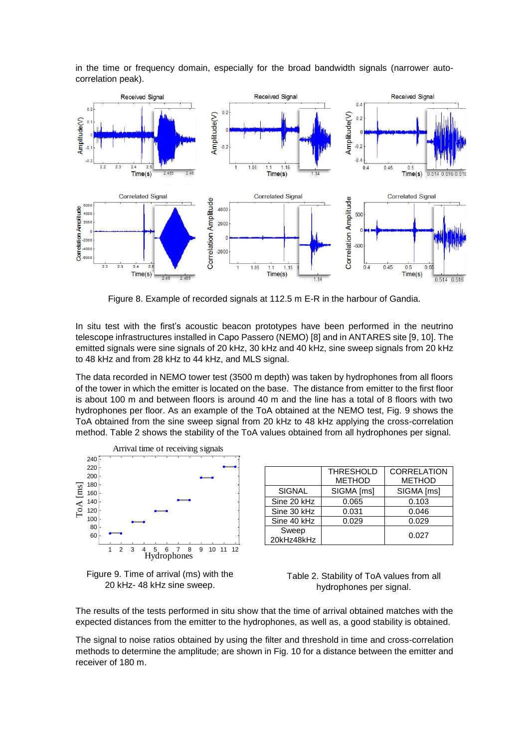in the time or frequency domain, especially for the broad bandwidth signals (narrower auto-correlation peak).

Figure 8. Example of recorded signals at 112.5 m E-R in the harbour of Gandia.

In situ test with the first's acoustic beacon prototypes have been performed in the neutrino telescope infrastructures installed in Capo Passero (NEMO) [8] and in ANTARES site [9, 10]. The emitted signals were sine signals of 20 kHz, 30 kHz and 40 kHz, sine sweep signals from 20 kHz to 48 kHz and from 28 kHz to 44 kHz, and MLS signal.

The data recorded in NEMO tower test (3500 m depth) was taken by hydrophones from all floors of the tower in which the emitter is located on the base. The distance from emitter to the first floor is about 100 m and between floors is around 40 m and the line has a total of 8 floors with two hydrophones per floor. As an example of the ToA obtained at the NEMO test, Fig. 9 shows the ToA obtained from the sine sweep signal from 20 kHz to 48 kHz applying the cross-correlation method. Table 2 shows the stability of the ToA values obtained from all hydrophones per signal.

Figure 9. Time of arrival (ms) with the 20 kHz- 48 kHz sine sweep.

| | THRESHOLD METHOD | CORRELATION METHOD |
|---|---|---|
| SIGNAL | SIGMA [ms] | SIGMA [ms] |
| Sine 20 kHz | 0.065 | 0.103 |
| Sine 30 kHz | 0.031 | 0.046 |
| Sine 40 kHz | 0.029 | 0.029 |
| Sweep 20kHz48kHz | | 0.027 |

Table 2. Stability of ToA values from all hydrophones per signal.

The results of the tests performed in situ show that the time of arrival obtained matches with the expected distances from the emitter to the hydrophones, as well as, a good stability is obtained.

The signal to noise ratios obtained by using the filter and threshold in time and cross-correlation methods to determine the amplitude; are shown in Fig. 10 for a distance between the emitter and receiver of 180 m.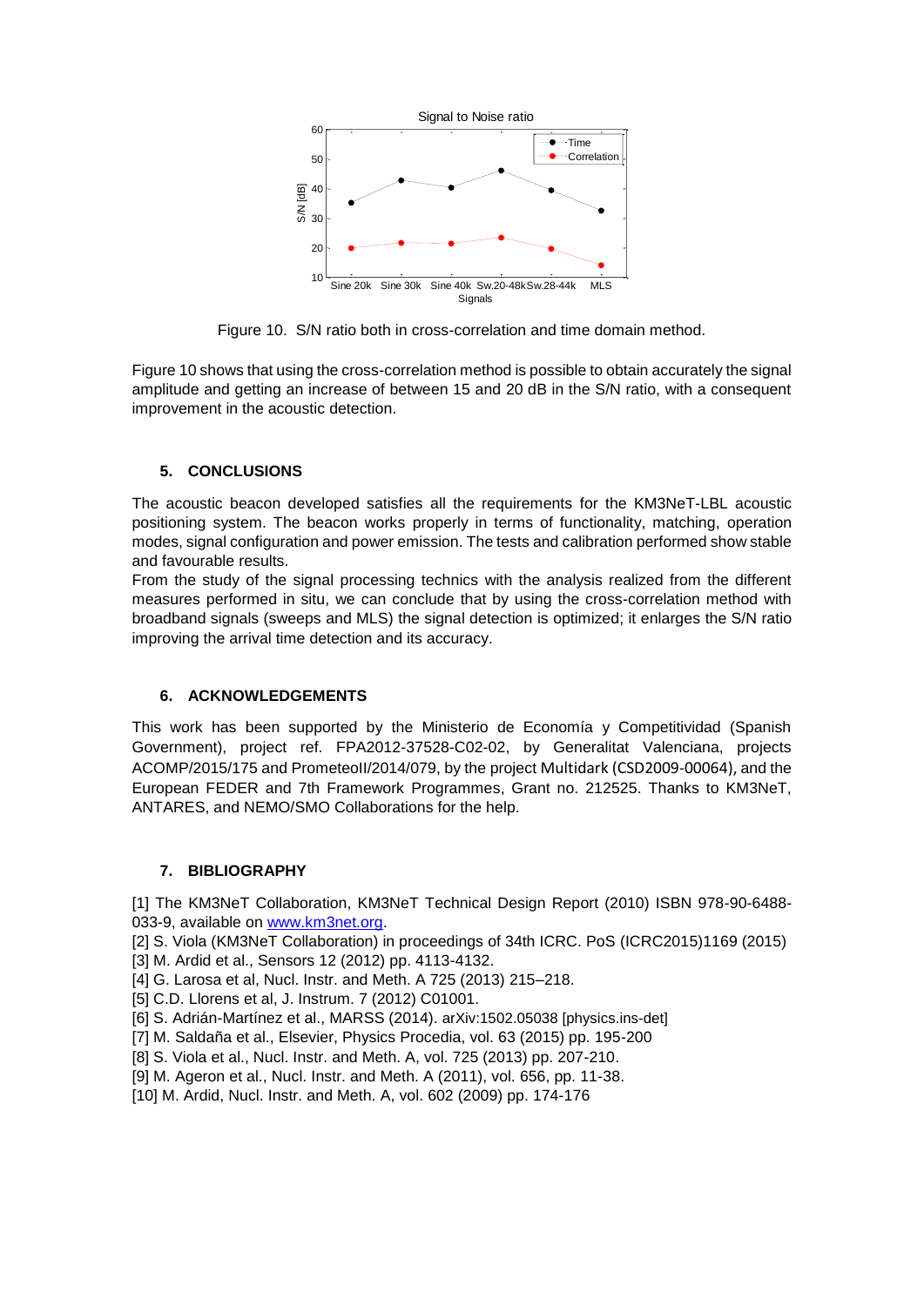Signal to Noise ratio

S/N [dB]

60
50
40
30
20
10

Time
Correlation

Sine 20k Sine 30k Sine 40k Sw.20-48k Sw.28-44k MLS

Signals

Figure 10. S/N ratio both in cross-correlation and time domain method.

Figure 10 shows that using the cross-correlation method is possible to obtain accurately the signal amplitude and getting an increase of between 15 and 20 dB in the S/N ratio, with a consequent improvement in the acoustic detection.

## 5. CONCLUSIONS

The acoustic beacon developed satisfies all the requirements for the KM3NeT-LBL acoustic positioning system. The beacon works properly in terms of functionality, matching, operation modes, signal configuration and power emission. The tests and calibration performed show stable and favourable results.
From the study of the signal processing technics with the analysis realized from the different measures performed in situ, we can conclude that by using the cross-correlation method with broadband signals (sweeps and MLS) the signal detection is optimized; it enlarges the S/N ratio improving the arrival time detection and its accuracy.

## 6. ACKNOWLEDGEMENTS

This work has been supported by the Ministerio de Economía y Competitividad (Spanish Government), project ref. FPA2012-37528-C02-02, by Generalitat Valenciana, projects ACOMP/2015/175 and PrometeoII/2014/079, by the project Multidark (CSD2009-00064), and the European FEDER and 7th Framework Programmes, Grant no. 212525. Thanks to KM3NeT, ANTARES, and NEMO/SMO Collaborations for the help.

## 7. BIBLIOGRAPHY

[1] The KM3NeT Collaboration, KM3NeT Technical Design Report (2010) ISBN 978-90-6488-033-9, available on www.km3net.org.
[2] S. Viola (KM3NeT Collaboration) in proceedings of 34th ICRC. PoS (ICRC2015)1169 (2015)
[3] M. Ardid et al., Sensors 12 (2012) pp. 4113-4132.
[4] G. Larosa et al, Nucl. Instr. and Meth. A 725 (2013) 215–218.
[5] C.D. Llorens et al, J. Instrum. 7 (2012) C01001.
[6] S. Adrián-Martínez et al., MARSS (2014). arXiv:1502.05038 [physics.ins-det]
[7] M. Saldaña et al., Elsevier, Physics Procedia, vol. 63 (2015) pp. 195-200
[8] S. Viola et al., Nucl. Instr. and Meth. A, vol. 725 (2013) pp. 207-210.
[9] M. Ageron et al., Nucl. Instr. and Meth. A (2011), vol. 656, pp. 11-38.
[10] M. Ardid, Nucl. Instr. and Meth. A, vol. 602 (2009) pp. 174-176